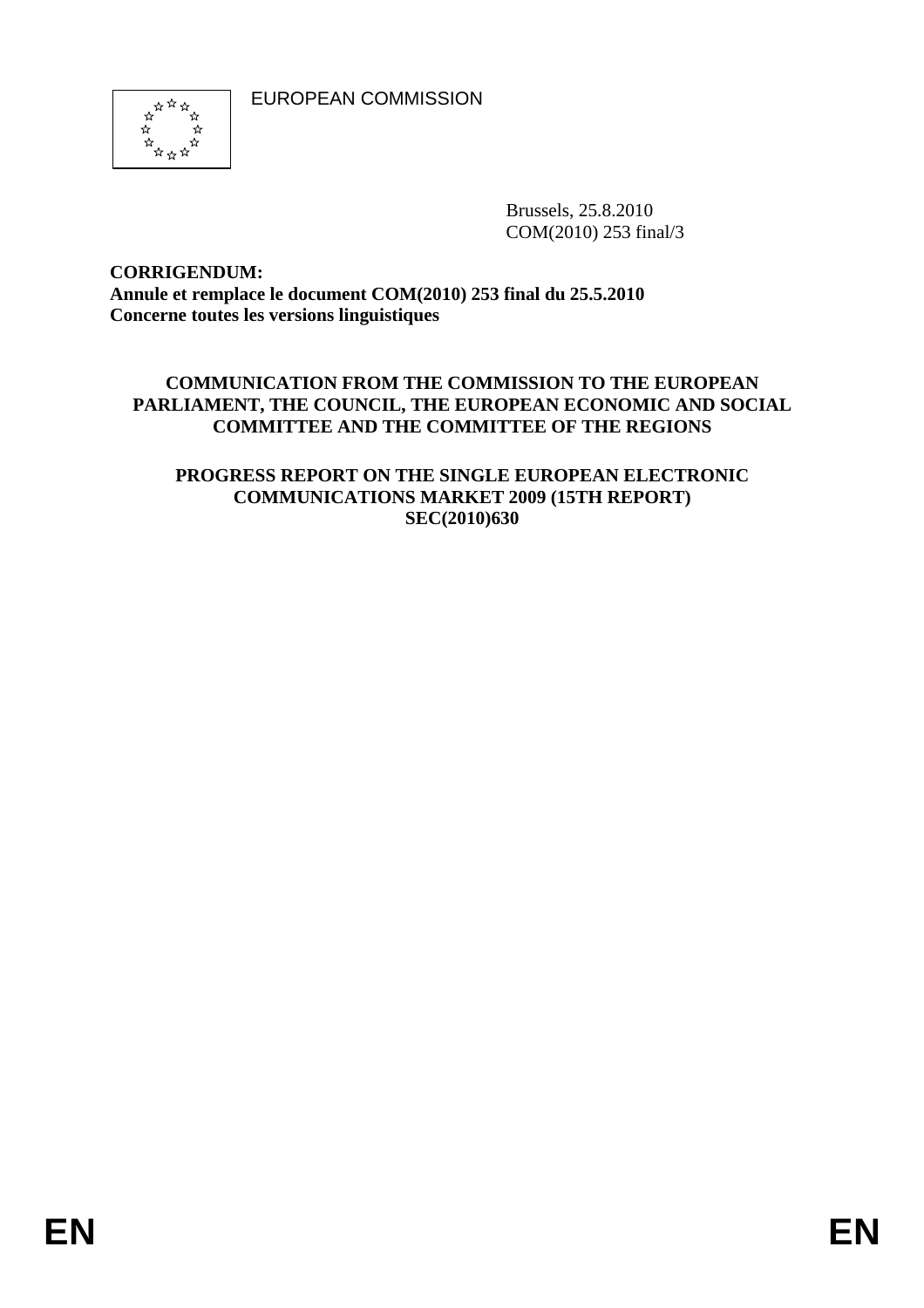EUROPEAN COMMISSION

Brussels, 25.8.2010
COM(2010) 253 final/3

**CORRIGENDUM:**
**Annule et remplace le document COM(2010) 253 final du 25.5.2010**
**Concerne toutes les versions linguistiques**

**COMMUNICATION FROM THE COMMISSION TO THE EUROPEAN PARLIAMENT, THE COUNCIL, THE EUROPEAN ECONOMIC AND SOCIAL COMMITTEE AND THE COMMITTEE OF THE REGIONS**

**PROGRESS REPORT ON THE SINGLE EUROPEAN ELECTRONIC COMMUNICATIONS MARKET 2009 (15TH REPORT)**
**SEC(2010)630**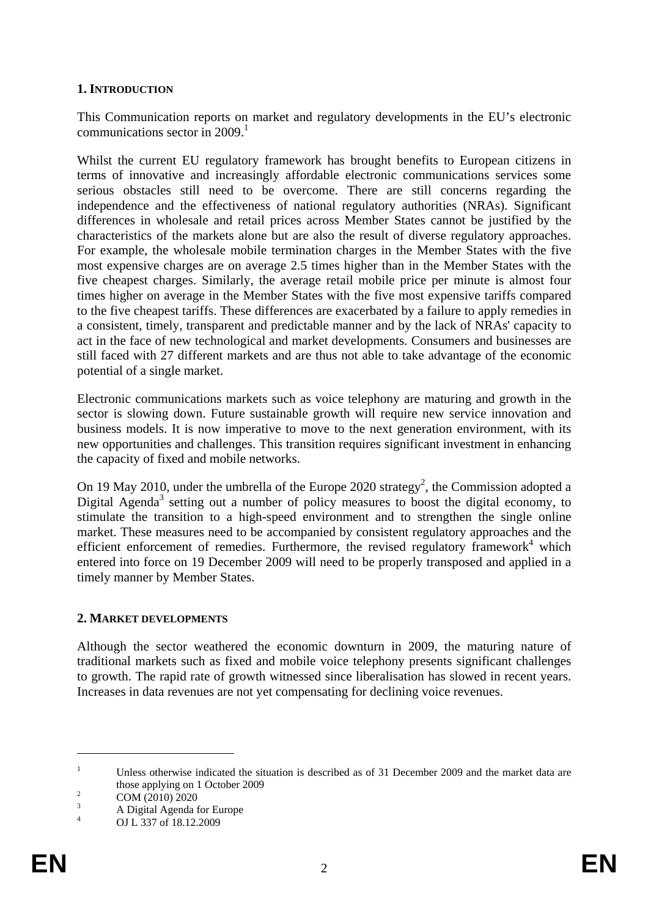## 1. INTRODUCTION

This Communication reports on market and regulatory developments in the EU's electronic communications sector in 2009.[1]

Whilst the current EU regulatory framework has brought benefits to European citizens in terms of innovative and increasingly affordable electronic communications services some serious obstacles still need to be overcome. There are still concerns regarding the independence and the effectiveness of national regulatory authorities (NRAs). Significant differences in wholesale and retail prices across Member States cannot be justified by the characteristics of the markets alone but are also the result of diverse regulatory approaches. For example, the wholesale mobile termination charges in the Member States with the five most expensive charges are on average 2.5 times higher than in the Member States with the five cheapest charges. Similarly, the average retail mobile price per minute is almost four times higher on average in the Member States with the five most expensive tariffs compared to the five cheapest tariffs. These differences are exacerbated by a failure to apply remedies in a consistent, timely, transparent and predictable manner and by the lack of NRAs' capacity to act in the face of new technological and market developments. Consumers and businesses are still faced with 27 different markets and are thus not able to take advantage of the economic potential of a single market.

Electronic communications markets such as voice telephony are maturing and growth in the sector is slowing down. Future sustainable growth will require new service innovation and business models. It is now imperative to move to the next generation environment, with its new opportunities and challenges. This transition requires significant investment in enhancing the capacity of fixed and mobile networks.

On 19 May 2010, under the umbrella of the Europe 2020 strategy[2], the Commission adopted a Digital Agenda[3] setting out a number of policy measures to boost the digital economy, to stimulate the transition to a high-speed environment and to strengthen the single online market. These measures need to be accompanied by consistent regulatory approaches and the efficient enforcement of remedies. Furthermore, the revised regulatory framework[4] which entered into force on 19 December 2009 will need to be properly transposed and applied in a timely manner by Member States.

## 2. MARKET DEVELOPMENTS

Although the sector weathered the economic downturn in 2009, the maturing nature of traditional markets such as fixed and mobile voice telephony presents significant challenges to growth. The rapid rate of growth witnessed since liberalisation has slowed in recent years. Increases in data revenues are not yet compensating for declining voice revenues.

---

[1] Unless otherwise indicated the situation is described as of 31 December 2009 and the market data are those applying on 1 October 2009

[2] COM (2010) 2020

[3] A Digital Agenda for Europe

[4] OJ L 337 of 18.12.2009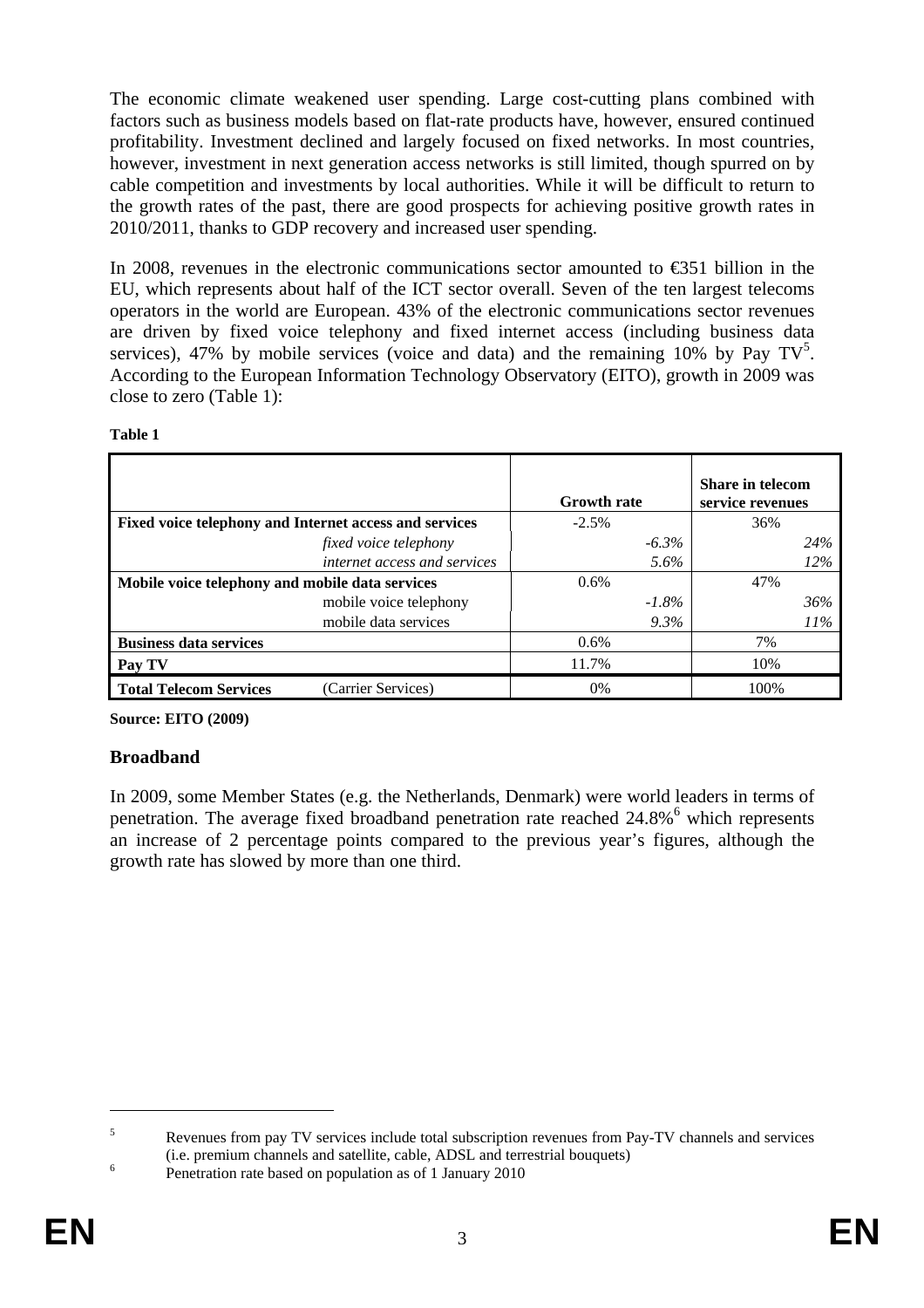The economic climate weakened user spending. Large cost-cutting plans combined with factors such as business models based on flat-rate products have, however, ensured continued profitability. Investment declined and largely focused on fixed networks. In most countries, however, investment in next generation access networks is still limited, though spurred on by cable competition and investments by local authorities. While it will be difficult to return to the growth rates of the past, there are good prospects for achieving positive growth rates in 2010/2011, thanks to GDP recovery and increased user spending.

In 2008, revenues in the electronic communications sector amounted to €351 billion in the EU, which represents about half of the ICT sector overall. Seven of the ten largest telecoms operators in the world are European. 43% of the electronic communications sector revenues are driven by fixed voice telephony and fixed internet access (including business data services), 47% by mobile services (voice and data) and the remaining 10% by Pay TV[5]. According to the European Information Technology Observatory (EITO), growth in 2009 was close to zero (Table 1):

**Table 1**

| | | Growth rate | Share in telecom service revenues |
|---|---|---|---|
| **Fixed voice telephony and Internet access and services** | | -2.5% | 36% |
| | *fixed voice telephony* | *-6.3%* | *24%* |
| | *internet access and services* | *5.6%* | *12%* |
| **Mobile voice telephony and mobile data services** | | 0.6% | 47% |
| | mobile voice telephony | *-1.8%* | *36%* |
| | mobile data services | *9.3%* | *11%* |
| **Business data services** | | 0.6% | 7% |
| **Pay TV** | | 11.7% | 10% |
| **Total Telecom Services** | (Carrier Services) | 0% | 100% |

**Source: EITO (2009)**

## Broadband

In 2009, some Member States (e.g. the Netherlands, Denmark) were world leaders in terms of penetration. The average fixed broadband penetration rate reached 24.8%[6] which represents an increase of 2 percentage points compared to the previous year's figures, although the growth rate has slowed by more than one third.

---

[5] Revenues from pay TV services include total subscription revenues from Pay-TV channels and services (i.e. premium channels and satellite, cable, ADSL and terrestrial bouquets)

[6] Penetration rate based on population as of 1 January 2010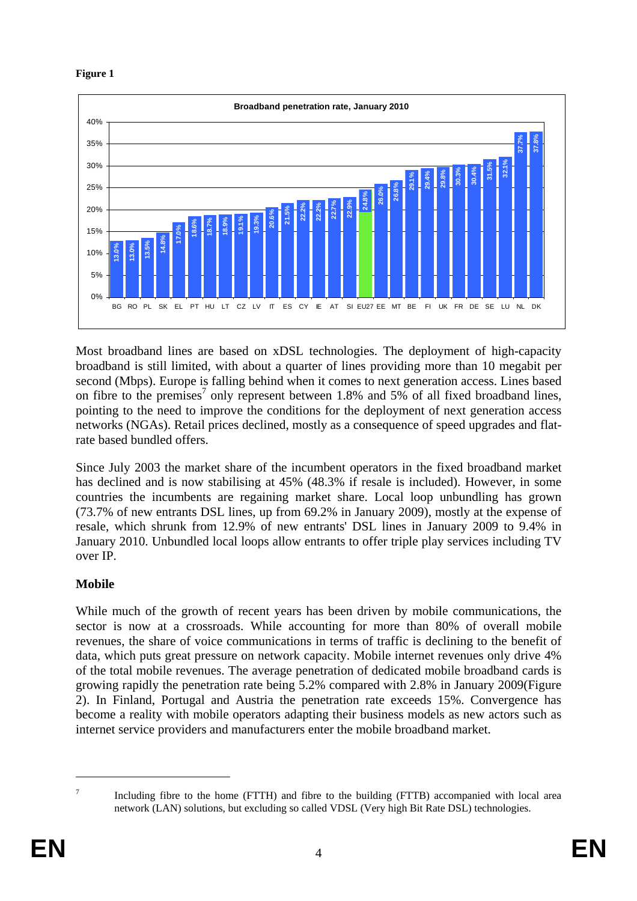**Figure 1**

**Broadband penetration rate, January 2010**

| Country | Penetration rate |
|---|---|
| BG | 13.0% |
| RO | 13.0% |
| PL | 13.5% |
| SK | 14.8% |
| EL | 17.0% |
| PT | 18.6% |
| HU | 18.7% |
| LT | 18.9% |
| CZ | 19.1% |
| LV | 19.3% |
| IT | 20.6% |
| ES | 21.5% |
| CY | 22.2% |
| IE | 22.2% |
| AT | 22.7% |
| SI | 22.9% |
| EU27 | 24.8% |
| EE | 26.0% |
| MT | 26.8% |
| BE | 29.1% |
| FI | 29.4% |
| UK | 29.8% |
| FR | 30.3% |
| DE | 30.4% |
| SE | 31.5% |
| LU | 32.1% |
| NL | 37.7% |
| DK | 37.8% |

Most broadband lines are based on xDSL technologies. The deployment of high-capacity broadband is still limited, with about a quarter of lines providing more than 10 megabit per second (Mbps). Europe is falling behind when it comes to next generation access. Lines based on fibre to the premises[7] only represent between 1.8% and 5% of all fixed broadband lines, pointing to the need to improve the conditions for the deployment of next generation access networks (NGAs). Retail prices declined, mostly as a consequence of speed upgrades and flat-rate based bundled offers.

Since July 2003 the market share of the incumbent operators in the fixed broadband market has declined and is now stabilising at 45% (48.3% if resale is included). However, in some countries the incumbents are regaining market share. Local loop unbundling has grown (73.7% of new entrants DSL lines, up from 69.2% in January 2009), mostly at the expense of resale, which shrunk from 12.9% of new entrants' DSL lines in January 2009 to 9.4% in January 2010. Unbundled local loops allow entrants to offer triple play services including TV over IP.

## Mobile

While much of the growth of recent years has been driven by mobile communications, the sector is now at a crossroads. While accounting for more than 80% of overall mobile revenues, the share of voice communications in terms of traffic is declining to the benefit of data, which puts great pressure on network capacity. Mobile internet revenues only drive 4% of the total mobile revenues. The average penetration of dedicated mobile broadband cards is growing rapidly the penetration rate being 5.2% compared with 2.8% in January 2009(Figure 2). In Finland, Portugal and Austria the penetration rate exceeds 15%. Convergence has become a reality with mobile operators adapting their business models as new actors such as internet service providers and manufacturers enter the mobile broadband market.

---

[7] Including fibre to the home (FTTH) and fibre to the building (FTTB) accompanied with local area network (LAN) solutions, but excluding so called VDSL (Very high Bit Rate DSL) technologies.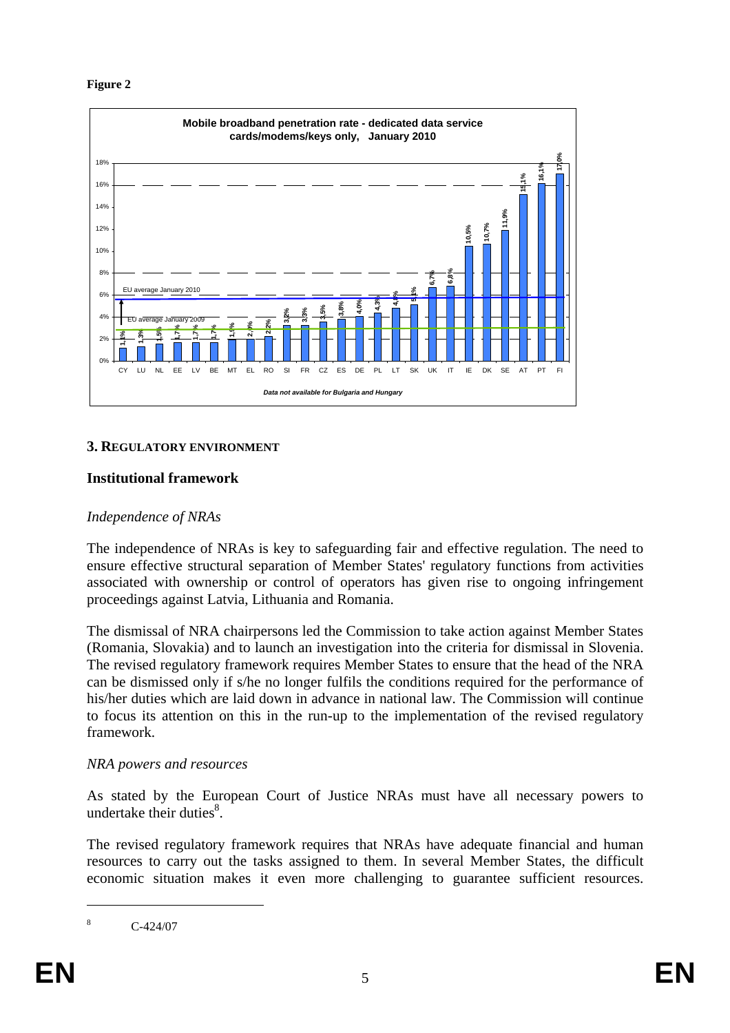**Figure 2**

**Mobile broadband penetration rate - dedicated data service cards/modems/keys only, January 2010**

| Country | Rate |
|---|---|
| CY | 1,1% |
| LU | 1,3% |
| NL | 1,5% |
| EE | 1,7% |
| LV | 1,7% |
| BE | 1,7% |
| MT | 1,9% |
| EL | 2,0% |
| RO | 2,2% |
| SI | 3,2% |
| FR | 3,3% |
| CZ | 3,5% |
| ES | 3,8% |
| DE | 4,0% |
| PL | 4,3% |
| LT | 4,8% |
| SK | 5,1% |
| UK | 6,7% |
| IT | 6,8% |
| IE | 10,5% |
| DK | 10,7% |
| SE | 11,9% |
| AT | 15,1% |
| PT | 16,1% |
| FI | 17,0% |

EU average January 2010; EU average January 2009

*Data not available for Bulgaria and Hungary*

## 3. Regulatory environment

### Institutional framework

*Independence of NRAs*

The independence of NRAs is key to safeguarding fair and effective regulation. The need to ensure effective structural separation of Member States' regulatory functions from activities associated with ownership or control of operators has given rise to ongoing infringement proceedings against Latvia, Lithuania and Romania.

The dismissal of NRA chairpersons led the Commission to take action against Member States (Romania, Slovakia) and to launch an investigation into the criteria for dismissal in Slovenia. The revised regulatory framework requires Member States to ensure that the head of the NRA can be dismissed only if s/he no longer fulfils the conditions required for the performance of his/her duties which are laid down in advance in national law. The Commission will continue to focus its attention on this in the run-up to the implementation of the revised regulatory framework.

*NRA powers and resources*

As stated by the European Court of Justice NRAs must have all necessary powers to undertake their duties[8].

The revised regulatory framework requires that NRAs have adequate financial and human resources to carry out the tasks assigned to them. In several Member States, the difficult economic situation makes it even more challenging to guarantee sufficient resources.

[8] C-424/07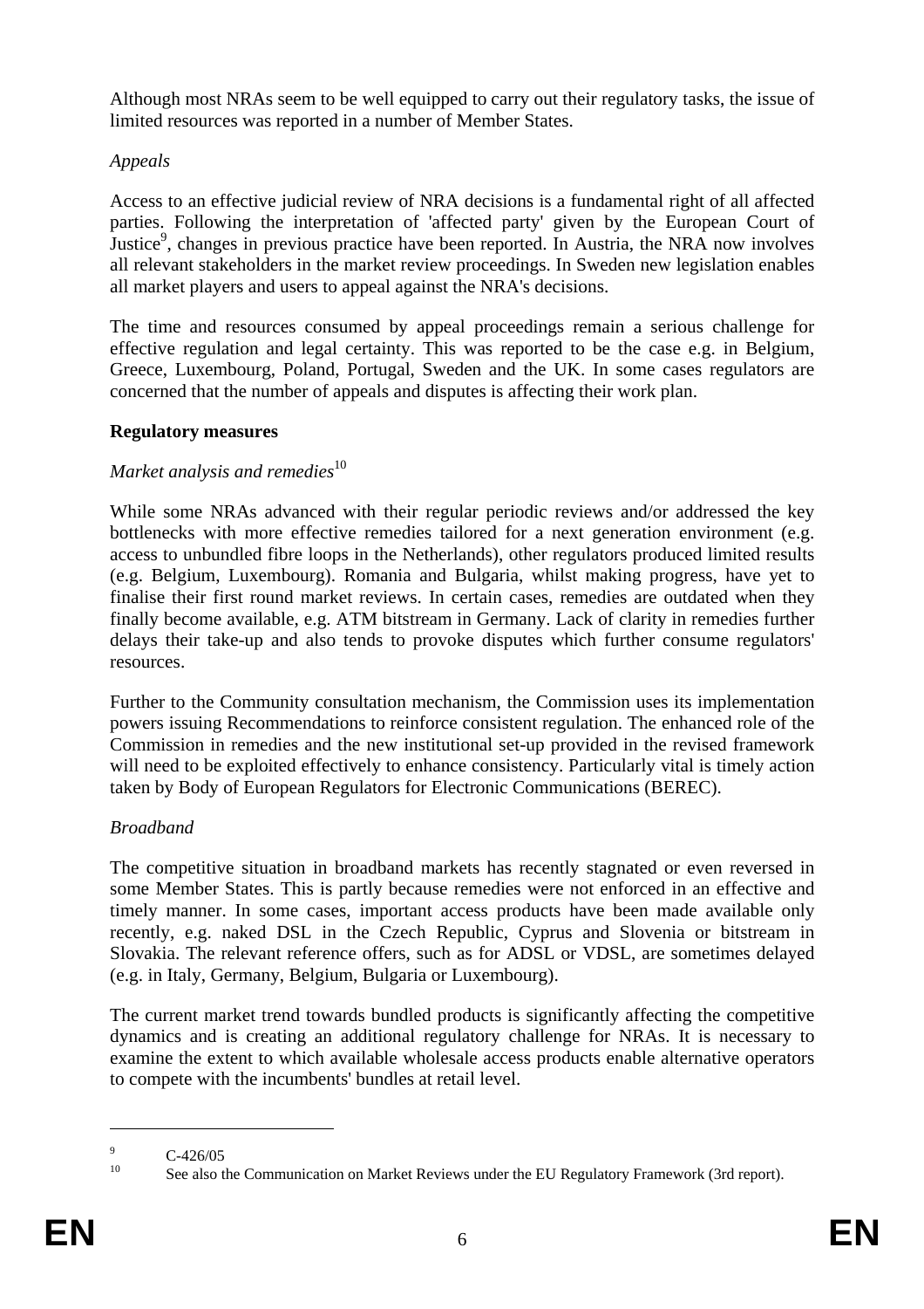Although most NRAs seem to be well equipped to carry out their regulatory tasks, the issue of limited resources was reported in a number of Member States.

*Appeals*

Access to an effective judicial review of NRA decisions is a fundamental right of all affected parties. Following the interpretation of 'affected party' given by the European Court of Justice[9], changes in previous practice have been reported. In Austria, the NRA now involves all relevant stakeholders in the market review proceedings. In Sweden new legislation enables all market players and users to appeal against the NRA's decisions.

The time and resources consumed by appeal proceedings remain a serious challenge for effective regulation and legal certainty. This was reported to be the case e.g. in Belgium, Greece, Luxembourg, Poland, Portugal, Sweden and the UK. In some cases regulators are concerned that the number of appeals and disputes is affecting their work plan.

**Regulatory measures**

*Market analysis and remedies*[10]

While some NRAs advanced with their regular periodic reviews and/or addressed the key bottlenecks with more effective remedies tailored for a next generation environment (e.g. access to unbundled fibre loops in the Netherlands), other regulators produced limited results (e.g. Belgium, Luxembourg). Romania and Bulgaria, whilst making progress, have yet to finalise their first round market reviews. In certain cases, remedies are outdated when they finally become available, e.g. ATM bitstream in Germany. Lack of clarity in remedies further delays their take-up and also tends to provoke disputes which further consume regulators' resources.

Further to the Community consultation mechanism, the Commission uses its implementation powers issuing Recommendations to reinforce consistent regulation. The enhanced role of the Commission in remedies and the new institutional set-up provided in the revised framework will need to be exploited effectively to enhance consistency. Particularly vital is timely action taken by Body of European Regulators for Electronic Communications (BEREC).

*Broadband*

The competitive situation in broadband markets has recently stagnated or even reversed in some Member States. This is partly because remedies were not enforced in an effective and timely manner. In some cases, important access products have been made available only recently, e.g. naked DSL in the Czech Republic, Cyprus and Slovenia or bitstream in Slovakia. The relevant reference offers, such as for ADSL or VDSL, are sometimes delayed (e.g. in Italy, Germany, Belgium, Bulgaria or Luxembourg).

The current market trend towards bundled products is significantly affecting the competitive dynamics and is creating an additional regulatory challenge for NRAs. It is necessary to examine the extent to which available wholesale access products enable alternative operators to compete with the incumbents' bundles at retail level.

---

[9] C-426/05

[10] See also the Communication on Market Reviews under the EU Regulatory Framework (3rd report).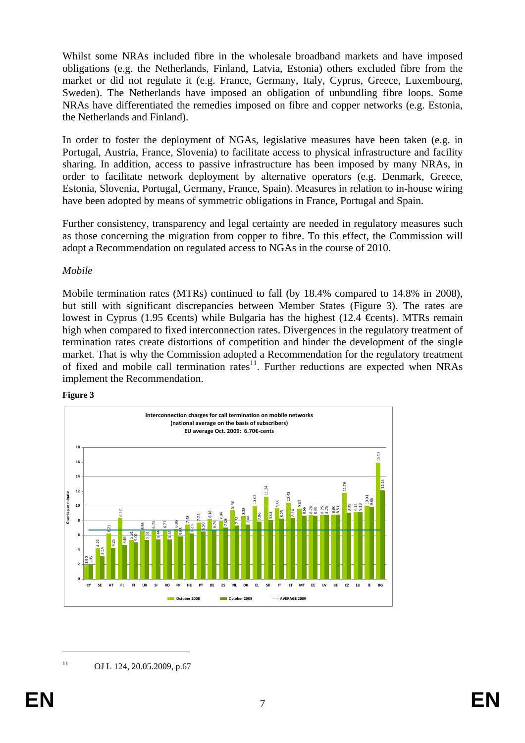Whilst some NRAs included fibre in the wholesale broadband markets and have imposed obligations (e.g. the Netherlands, Finland, Latvia, Estonia) others excluded fibre from the market or did not regulate it (e.g. France, Germany, Italy, Cyprus, Greece, Luxembourg, Sweden). The Netherlands have imposed an obligation of unbundling fibre loops. Some NRAs have differentiated the remedies imposed on fibre and copper networks (e.g. Estonia, the Netherlands and Finland).

In order to foster the deployment of NGAs, legislative measures have been taken (e.g. in Portugal, Austria, France, Slovenia) to facilitate access to physical infrastructure and facility sharing. In addition, access to passive infrastructure has been imposed by many NRAs, in order to facilitate network deployment by alternative operators (e.g. Denmark, Greece, Estonia, Slovenia, Portugal, Germany, France, Spain). Measures in relation to in-house wiring have been adopted by means of symmetric obligations in France, Portugal and Spain.

Further consistency, transparency and legal certainty are needed in regulatory measures such as those concerning the migration from copper to fibre. To this effect, the Commission will adopt a Recommendation on regulated access to NGAs in the course of 2010.

*Mobile*

Mobile termination rates (MTRs) continued to fall (by 18.4% compared to 14.8% in 2008), but still with significant discrepancies between Member States (Figure 3). The rates are lowest in Cyprus (1.95 €cents) while Bulgaria has the highest (12.4 €cents). MTRs remain high when compared to fixed interconnection rates. Divergences in the regulatory treatment of termination rates create distortions of competition and hinder the development of the single market. That is why the Commission adopted a Recommendation for the regulatory treatment of fixed and mobile call termination rates[11]. Further reductions are expected when NRAs implement the Recommendation.

**Figure 3**

**Interconnection charges for call termination on mobile networks (national average on the basis of subscribers) EU average Oct. 2009: 6.70€-cents**

| Country | October 2008 (€cents per minute) | October 2009 (€cents per minute) |
|---|---|---|
| CY | 1.90 | 1.95 |
| SE | 4.22 | 3.14 |
| AT | 6.21 | 4.25 |
| PL | 8.32 | 4.64 |
| FI | 5.31 | 5.02 |
| UK | 6.56 | 5.31 |
| SI | 6.73 | 5.44 |
| RO | 6.77 | 5.44 |
| FR | 6.86 | 5.83 |
| HU | 7.48 | 6.23 |
| PT | 7.72 | 6.50 |
| DE | 8.18 | 6.76 |
| ES | 7.94 | 7.08 |
| NL | 9.43 | 7.32 |
| DK | 8.58 | 7.44 |
| EL | 10.03 | 7.86 |
| SK | 11.24 | 8.03 |
| IT | 9.66 | 8.23 |
| LT | 10.43 | 8.34 |
| MT | 9.62 | 8.66 |
| EE | 8.76 | 8.69 |
| LV | 8.75 | 8.75 |
| BE | 8.80 | 8.81 |
| CZ | 11.76 | 9.09 |
| LU | 9.13 | 9.13 |
| IE | 10.01 | 9.86 |
| BG | 15.92 | 12.14 |

AVERAGE 2009

[11] OJ L 124, 20.05.2009, p.67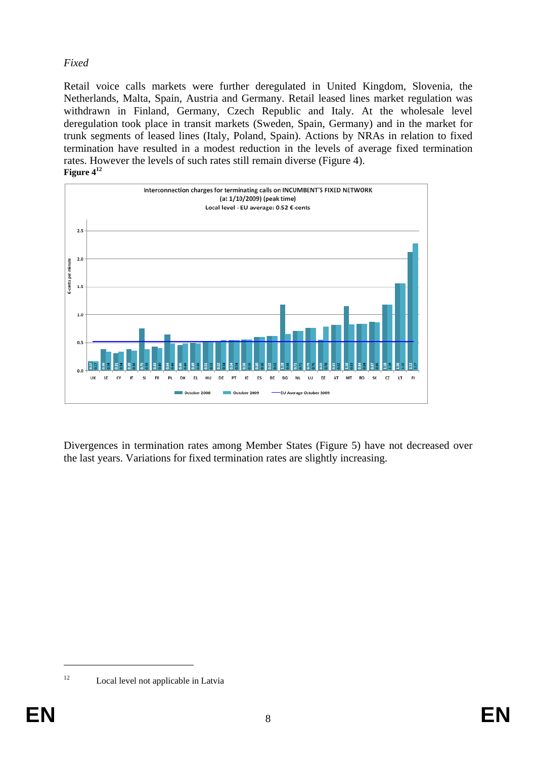*Fixed*

Retail voice calls markets were further deregulated in United Kingdom, Slovenia, the Netherlands, Malta, Spain, Austria and Germany. Retail leased lines market regulation was withdrawn in Finland, Germany, Czech Republic and Italy. At the wholesale level deregulation took place in transit markets (Sweden, Spain, Germany) and in the market for trunk segments of leased lines (Italy, Poland, Spain). Actions by NRAs in relation to fixed termination have resulted in a modest reduction in the levels of average fixed termination rates. However the levels of such rates still remain diverse (Figure 4).

**Figure 4**[12]

Interconnection charges for terminating calls on INCUMBENT'S FIXED NETWORK (at 1/10/2009) (peak time)
Local level - EU average: 0.52 €-cents

| Country | October 2008 | October 2009 |
|---|---|---|
| UK | 0.17 | 0.17 |
| SE | 0.39 | 0.34 |
| CY | 0.31 | 0.34 |
| IT | 0.39 | 0.36 |
| SI | 0.75 | 0.39 |
| FR | 0.43 | 0.40 |
| PL | 0.64 | 0.48 |
| DK | 0.46 | 0.48 |
| EL | 0.49 | 0.48 |
| HU | 0.51 | 0.51 |
| DE | 0.52 | 0.54 |
| PT | 0.54 | 0.54 |
| IE | 0.56 | 0.56 |
| ES | 0.60 | 0.60 |
| BE | 0.62 | 0.62 |
| BG | 1.18 | 0.65 |
| NL | 0.71 | 0.71 |
| LU | 0.76 | 0.76 |
| EE | 0.55 | 0.78 |
| AT | 0.82 | 0.82 |
| MT | 1.16 | 0.83 |
| RO | 0.84 | 0.84 |
| SK | 0.87 | 0.86 |
| CZ | 1.18 | 1.18 |
| LT | 1.56 | 1.56 |
| FI | 2.12 | 2.27 |

€-cents per minute. EU Average October 2009: 0.52

Divergences in termination rates among Member States (Figure 5) have not decreased over the last years. Variations for fixed termination rates are slightly increasing.

12 Local level not applicable in Latvia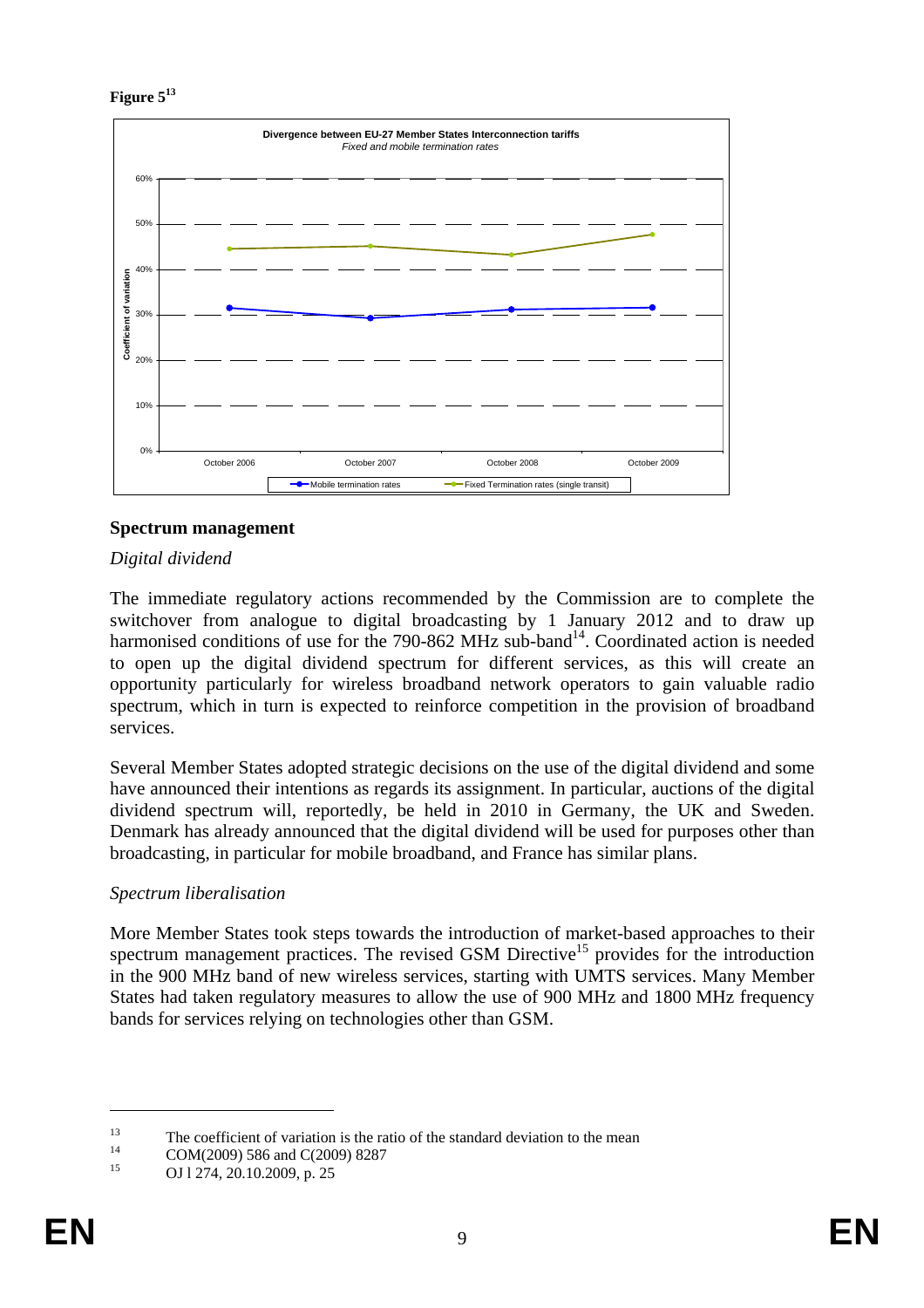**Figure 5**[13]

**Spectrum management**

*Digital dividend*

The immediate regulatory actions recommended by the Commission are to complete the switchover from analogue to digital broadcasting by 1 January 2012 and to draw up harmonised conditions of use for the 790-862 MHz sub-band[14]. Coordinated action is needed to open up the digital dividend spectrum for different services, as this will create an opportunity particularly for wireless broadband network operators to gain valuable radio spectrum, which in turn is expected to reinforce competition in the provision of broadband services.

Several Member States adopted strategic decisions on the use of the digital dividend and some have announced their intentions as regards its assignment. In particular, auctions of the digital dividend spectrum will, reportedly, be held in 2010 in Germany, the UK and Sweden. Denmark has already announced that the digital dividend will be used for purposes other than broadcasting, in particular for mobile broadband, and France has similar plans.

*Spectrum liberalisation*

More Member States took steps towards the introduction of market-based approaches to their spectrum management practices. The revised GSM Directive[15] provides for the introduction in the 900 MHz band of new wireless services, starting with UMTS services. Many Member States had taken regulatory measures to allow the use of 900 MHz and 1800 MHz frequency bands for services relying on technologies other than GSM.

---

[13] The coefficient of variation is the ratio of the standard deviation to the mean

[14] COM(2009) 586 and C(2009) 8287

[15] OJ l 274, 20.10.2009, p. 25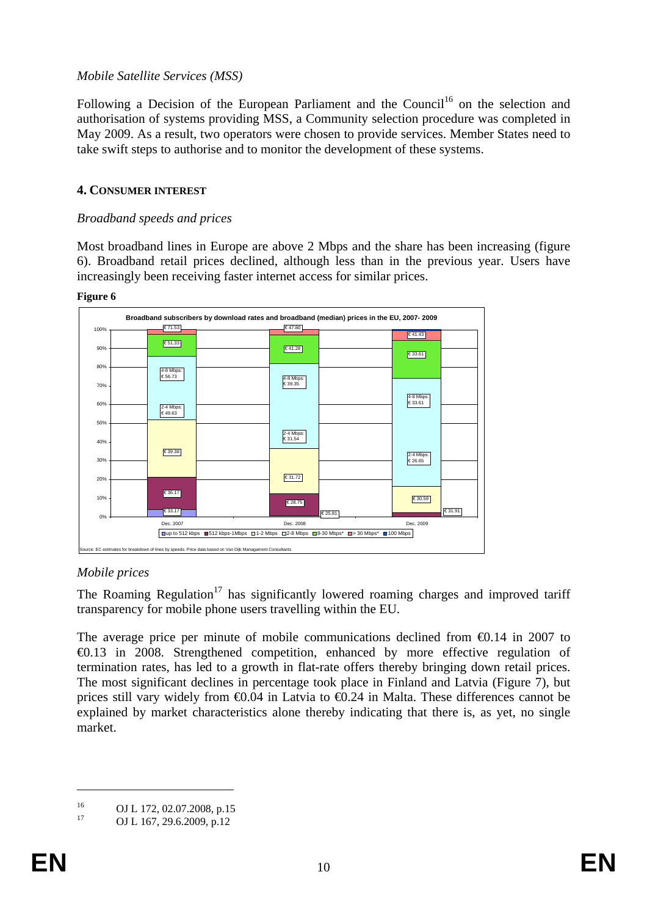*Mobile Satellite Services (MSS)*

Following a Decision of the European Parliament and the Council[16] on the selection and authorisation of systems providing MSS, a Community selection procedure was completed in May 2009. As a result, two operators were chosen to provide services. Member States need to take swift steps to authorise and to monitor the development of these systems.

## 4. CONSUMER INTEREST

*Broadband speeds and prices*

Most broadband lines in Europe are above 2 Mbps and the share has been increasing (figure 6). Broadband retail prices declined, although less than in the previous year. Users have increasingly been receiving faster internet access for similar prices.

**Figure 6**

Broadband subscribers by download rates and broadband (median) prices in the EU, 2007- 2009

Source: EC estimates for breakdown of lines by speeds. Price data based on Van Dijk Managament Consultants

*Mobile prices*

The Roaming Regulation[17] has significantly lowered roaming charges and improved tariff transparency for mobile phone users travelling within the EU.

The average price per minute of mobile communications declined from €0.14 in 2007 to €0.13 in 2008. Strengthened competition, enhanced by more effective regulation of termination rates, has led to a growth in flat-rate offers thereby bringing down retail prices. The most significant declines in percentage took place in Finland and Latvia (Figure 7), but prices still vary widely from €0.04 in Latvia to €0.24 in Malta. These differences cannot be explained by market characteristics alone thereby indicating that there is, as yet, no single market.

---

[16] OJ L 172, 02.07.2008, p.15

[17] OJ L 167, 29.6.2009, p.12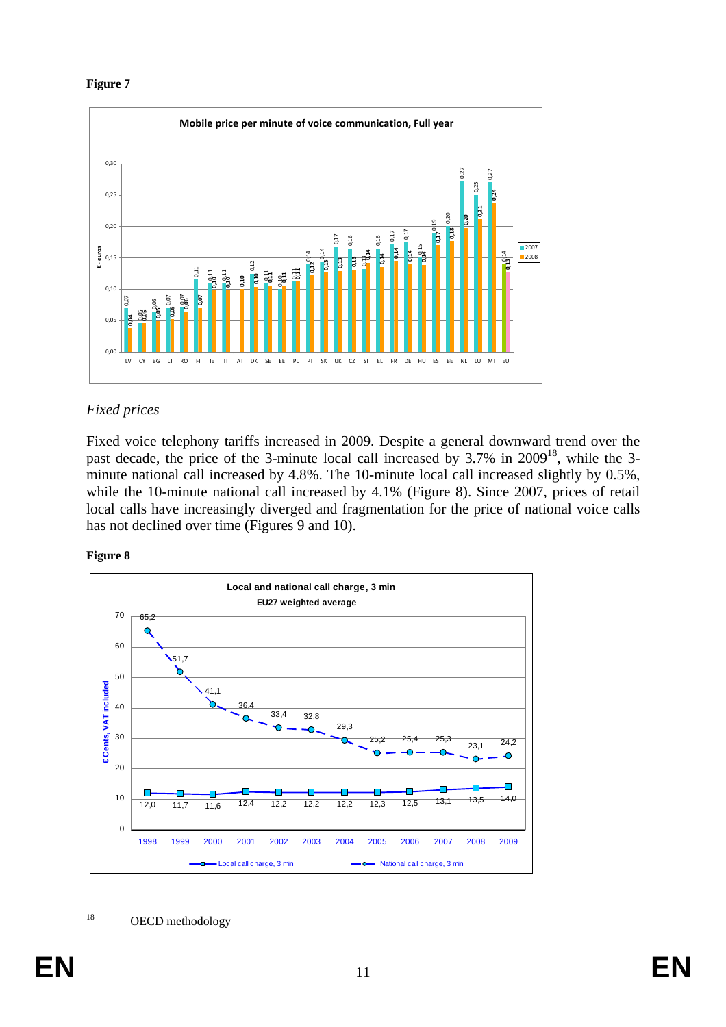**Figure 7**

**Fixed prices**

*Fixed prices*

Fixed voice telephony tariffs increased in 2009. Despite a general downward trend over the past decade, the price of the 3-minute local call increased by 3.7% in 2009[18], while the 3-minute national call increased by 4.8%. The 10-minute local call increased slightly by 0.5%, while the 10-minute national call increased by 4.1% (Figure 8). Since 2007, prices of retail local calls have increasingly diverged and fragmentation for the price of national voice calls has not declined over time (Figures 9 and 10).

**Figure 8**

[18] OECD methodology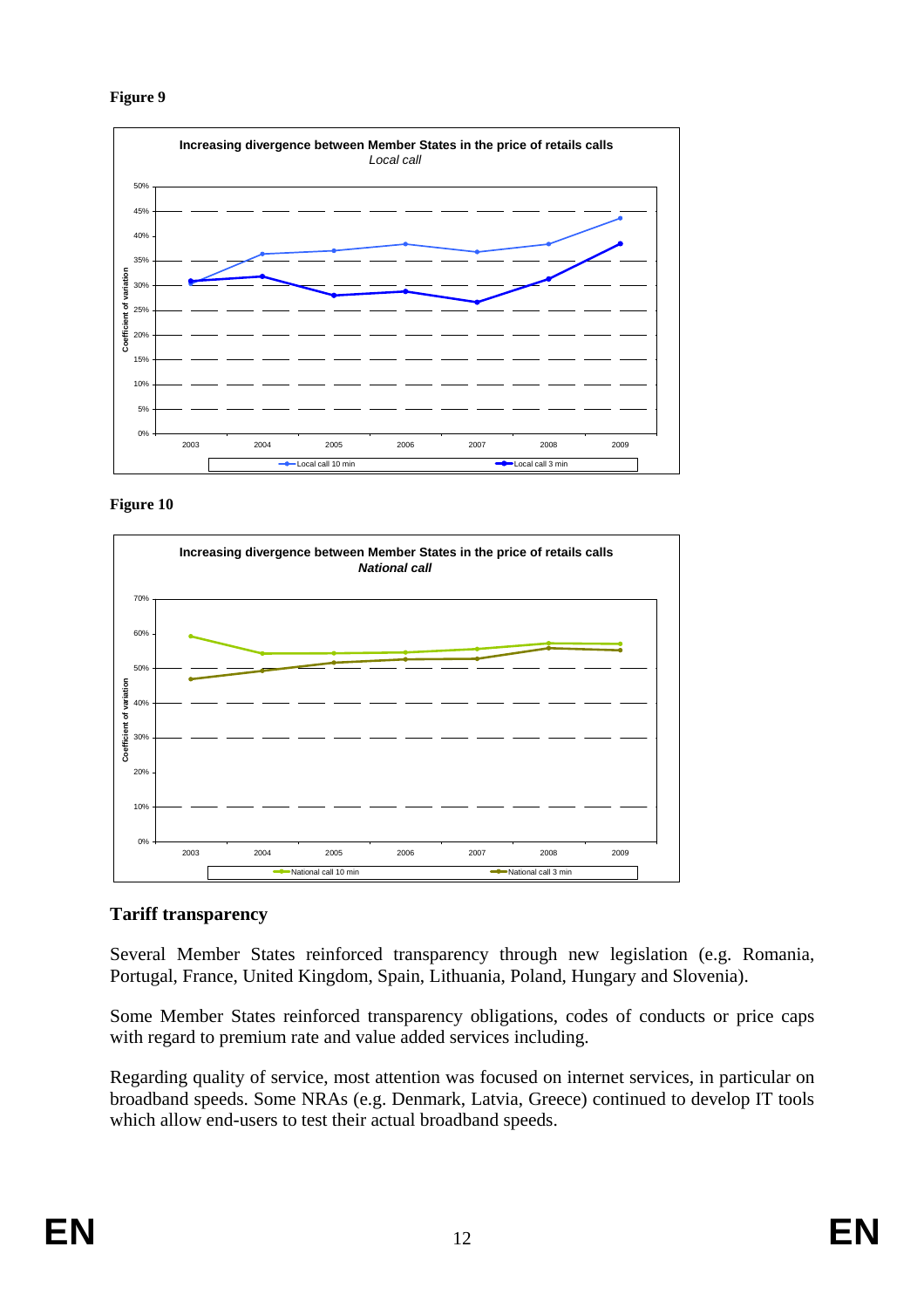**Figure 9**

**Increasing divergence between Member States in the price of retails calls**
*Local call*

**Figure 10**

**Increasing divergence between Member States in the price of retails calls**
***National call***

## Tariff transparency

Several Member States reinforced transparency through new legislation (e.g. Romania, Portugal, France, United Kingdom, Spain, Lithuania, Poland, Hungary and Slovenia).

Some Member States reinforced transparency obligations, codes of conducts or price caps with regard to premium rate and value added services including.

Regarding quality of service, most attention was focused on internet services, in particular on broadband speeds. Some NRAs (e.g. Denmark, Latvia, Greece) continued to develop IT tools which allow end-users to test their actual broadband speeds.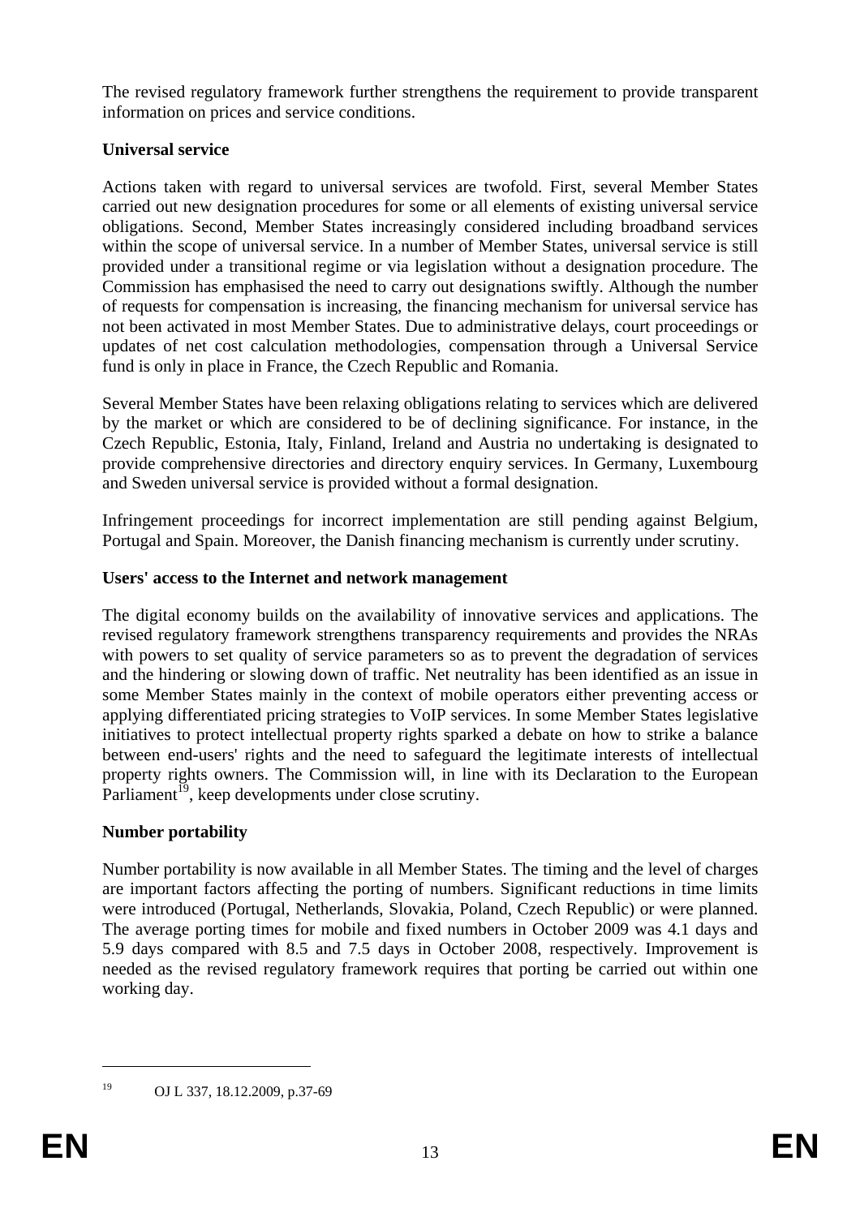The revised regulatory framework further strengthens the requirement to provide transparent information on prices and service conditions.

**Universal service**

Actions taken with regard to universal services are twofold. First, several Member States carried out new designation procedures for some or all elements of existing universal service obligations. Second, Member States increasingly considered including broadband services within the scope of universal service. In a number of Member States, universal service is still provided under a transitional regime or via legislation without a designation procedure. The Commission has emphasised the need to carry out designations swiftly. Although the number of requests for compensation is increasing, the financing mechanism for universal service has not been activated in most Member States. Due to administrative delays, court proceedings or updates of net cost calculation methodologies, compensation through a Universal Service fund is only in place in France, the Czech Republic and Romania.

Several Member States have been relaxing obligations relating to services which are delivered by the market or which are considered to be of declining significance. For instance, in the Czech Republic, Estonia, Italy, Finland, Ireland and Austria no undertaking is designated to provide comprehensive directories and directory enquiry services. In Germany, Luxembourg and Sweden universal service is provided without a formal designation.

Infringement proceedings for incorrect implementation are still pending against Belgium, Portugal and Spain. Moreover, the Danish financing mechanism is currently under scrutiny.

**Users' access to the Internet and network management**

The digital economy builds on the availability of innovative services and applications. The revised regulatory framework strengthens transparency requirements and provides the NRAs with powers to set quality of service parameters so as to prevent the degradation of services and the hindering or slowing down of traffic. Net neutrality has been identified as an issue in some Member States mainly in the context of mobile operators either preventing access or applying differentiated pricing strategies to VoIP services. In some Member States legislative initiatives to protect intellectual property rights sparked a debate on how to strike a balance between end-users' rights and the need to safeguard the legitimate interests of intellectual property rights owners. The Commission will, in line with its Declaration to the European Parliament[19], keep developments under close scrutiny.

**Number portability**

Number portability is now available in all Member States. The timing and the level of charges are important factors affecting the porting of numbers. Significant reductions in time limits were introduced (Portugal, Netherlands, Slovakia, Poland, Czech Republic) or were planned. The average porting times for mobile and fixed numbers in October 2009 was 4.1 days and 5.9 days compared with 8.5 and 7.5 days in October 2008, respectively. Improvement is needed as the revised regulatory framework requires that porting be carried out within one working day.

---

[19] OJ L 337, 18.12.2009, p.37-69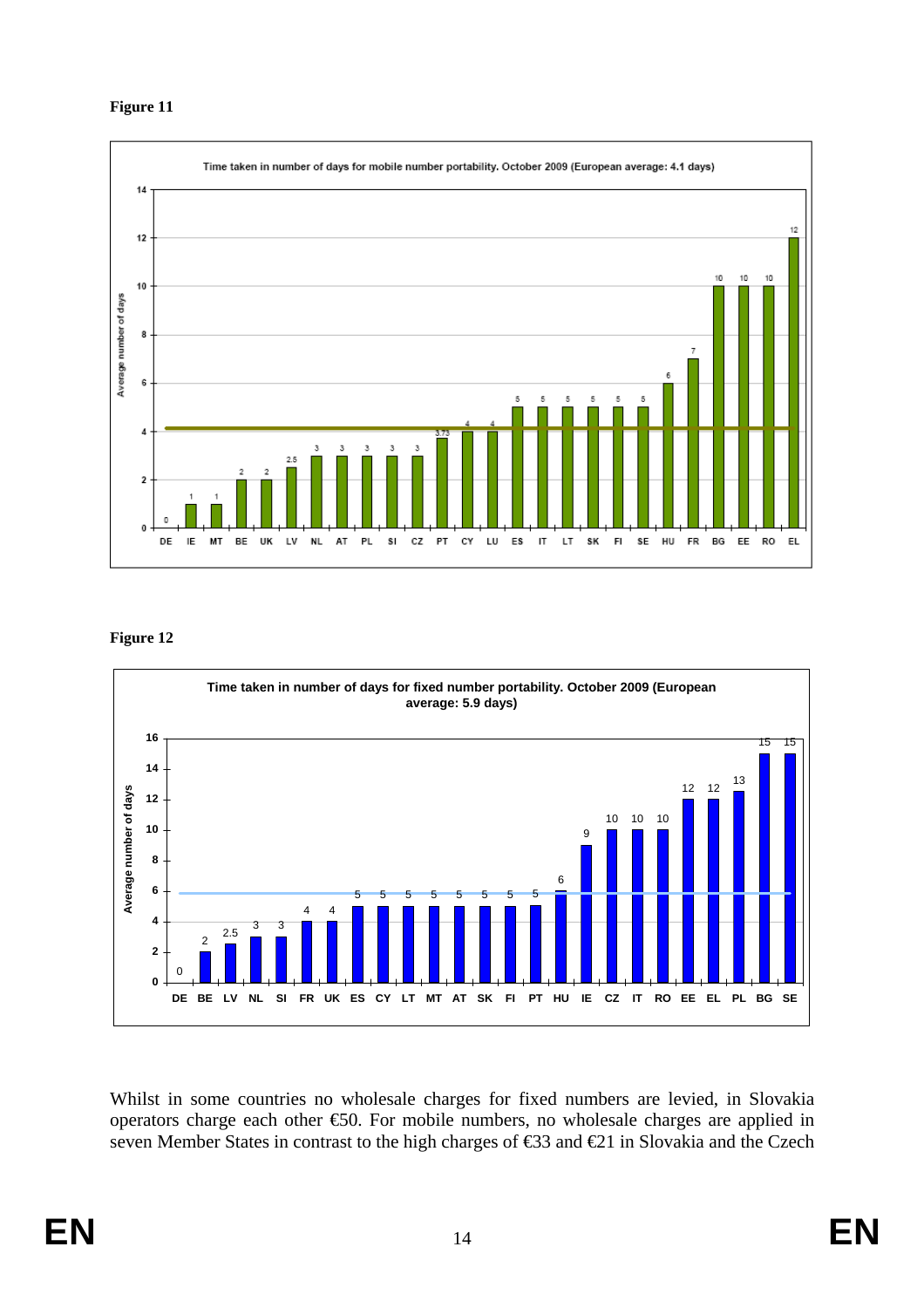**Figure 11**

Time taken in number of days for mobile number portability. October 2009 (European average: 4.1 days)

| Country | Average number of days |
| --- | --- |
| DE | 0 |
| IE | 1 |
| MT | 1 |
| BE | 2 |
| UK | 2 |
| LV | 2.5 |
| NL | 3 |
| AT | 3 |
| PL | 3 |
| SI | 3 |
| CZ | 3 |
| PT | 3.73 |
| CY | 4 |
| LU | 4 |
| ES | 5 |
| IT | 5 |
| LT | 5 |
| SK | 5 |
| FI | 5 |
| SE | 5 |
| HU | 6 |
| FR | 7 |
| BG | 10 |
| EE | 10 |
| RO | 10 |
| EL | 12 |

**Figure 12**

Time taken in number of days for fixed number portability. October 2009 (European average: 5.9 days)

| Country | Average number of days |
| --- | --- |
| DE | 0 |
| BE | 2 |
| LV | 2.5 |
| NL | 3 |
| SI | 3 |
| FR | 4 |
| UK | 4 |
| ES | 5 |
| CY | 5 |
| LT | 5 |
| MT | 5 |
| AT | 5 |
| SK | 5 |
| FI | 5 |
| PT | 5 |
| HU | 6 |
| IE | 9 |
| CZ | 10 |
| IT | 10 |
| RO | 10 |
| EE | 12 |
| EL | 12 |
| PL | 13 |
| BG | 15 |
| SE | 15 |

Whilst in some countries no wholesale charges for fixed numbers are levied, in Slovakia operators charge each other €50. For mobile numbers, no wholesale charges are applied in seven Member States in contrast to the high charges of €33 and €21 in Slovakia and the Czech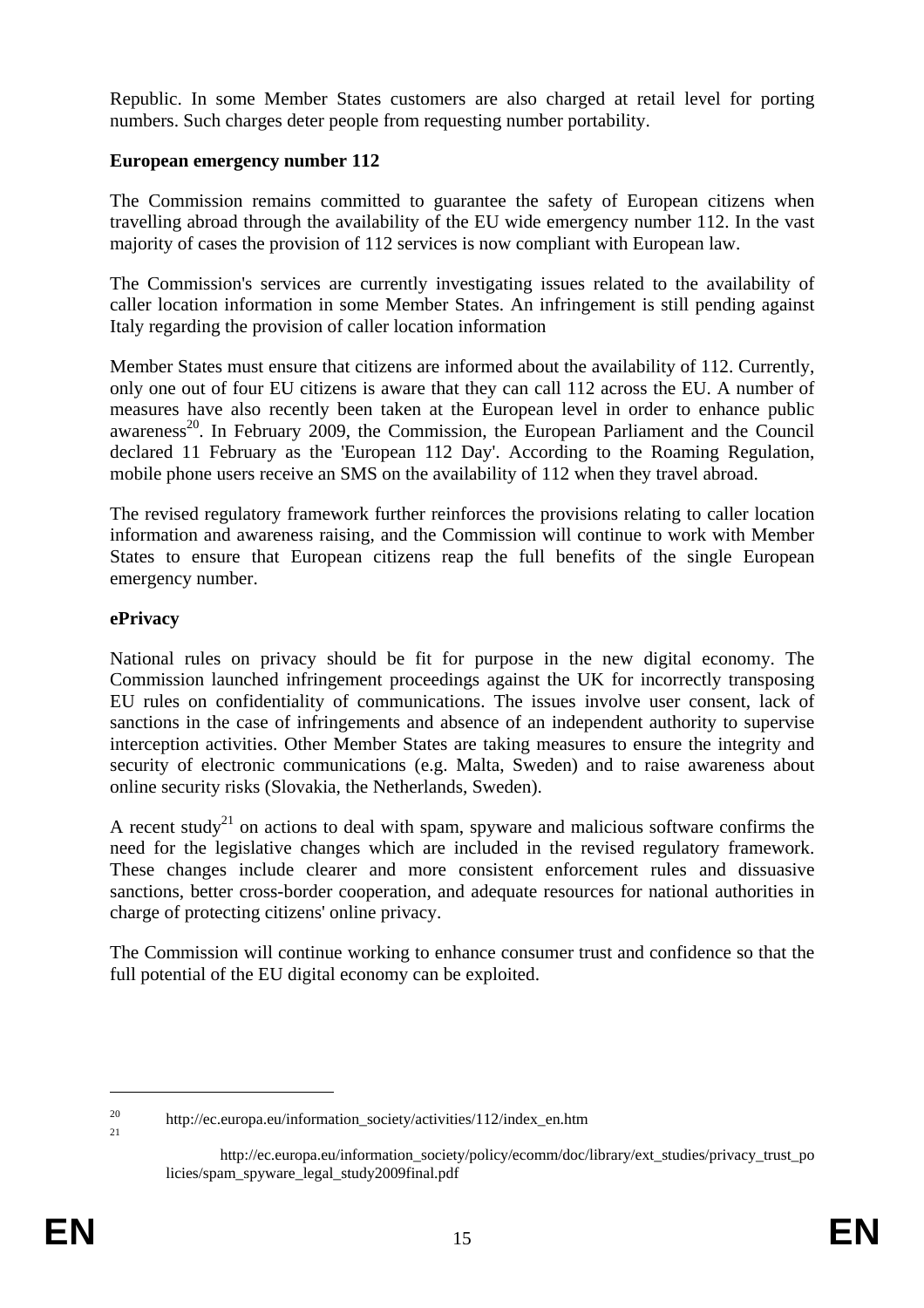Republic. In some Member States customers are also charged at retail level for porting numbers. Such charges deter people from requesting number portability.

**European emergency number 112**

The Commission remains committed to guarantee the safety of European citizens when travelling abroad through the availability of the EU wide emergency number 112. In the vast majority of cases the provision of 112 services is now compliant with European law.

The Commission's services are currently investigating issues related to the availability of caller location information in some Member States. An infringement is still pending against Italy regarding the provision of caller location information

Member States must ensure that citizens are informed about the availability of 112. Currently, only one out of four EU citizens is aware that they can call 112 across the EU. A number of measures have also recently been taken at the European level in order to enhance public awareness[20]. In February 2009, the Commission, the European Parliament and the Council declared 11 February as the 'European 112 Day'. According to the Roaming Regulation, mobile phone users receive an SMS on the availability of 112 when they travel abroad.

The revised regulatory framework further reinforces the provisions relating to caller location information and awareness raising, and the Commission will continue to work with Member States to ensure that European citizens reap the full benefits of the single European emergency number.

**ePrivacy**

National rules on privacy should be fit for purpose in the new digital economy. The Commission launched infringement proceedings against the UK for incorrectly transposing EU rules on confidentiality of communications. The issues involve user consent, lack of sanctions in the case of infringements and absence of an independent authority to supervise interception activities. Other Member States are taking measures to ensure the integrity and security of electronic communications (e.g. Malta, Sweden) and to raise awareness about online security risks (Slovakia, the Netherlands, Sweden).

A recent study[21] on actions to deal with spam, spyware and malicious software confirms the need for the legislative changes which are included in the revised regulatory framework. These changes include clearer and more consistent enforcement rules and dissuasive sanctions, better cross-border cooperation, and adequate resources for national authorities in charge of protecting citizens' online privacy.

The Commission will continue working to enhance consumer trust and confidence so that the full potential of the EU digital economy can be exploited.

---

[20] http://ec.europa.eu/information_society/activities/112/index_en.htm

[21] http://ec.europa.eu/information_society/policy/ecomm/doc/library/ext_studies/privacy_trust_policies/spam_spyware_legal_study2009final.pdf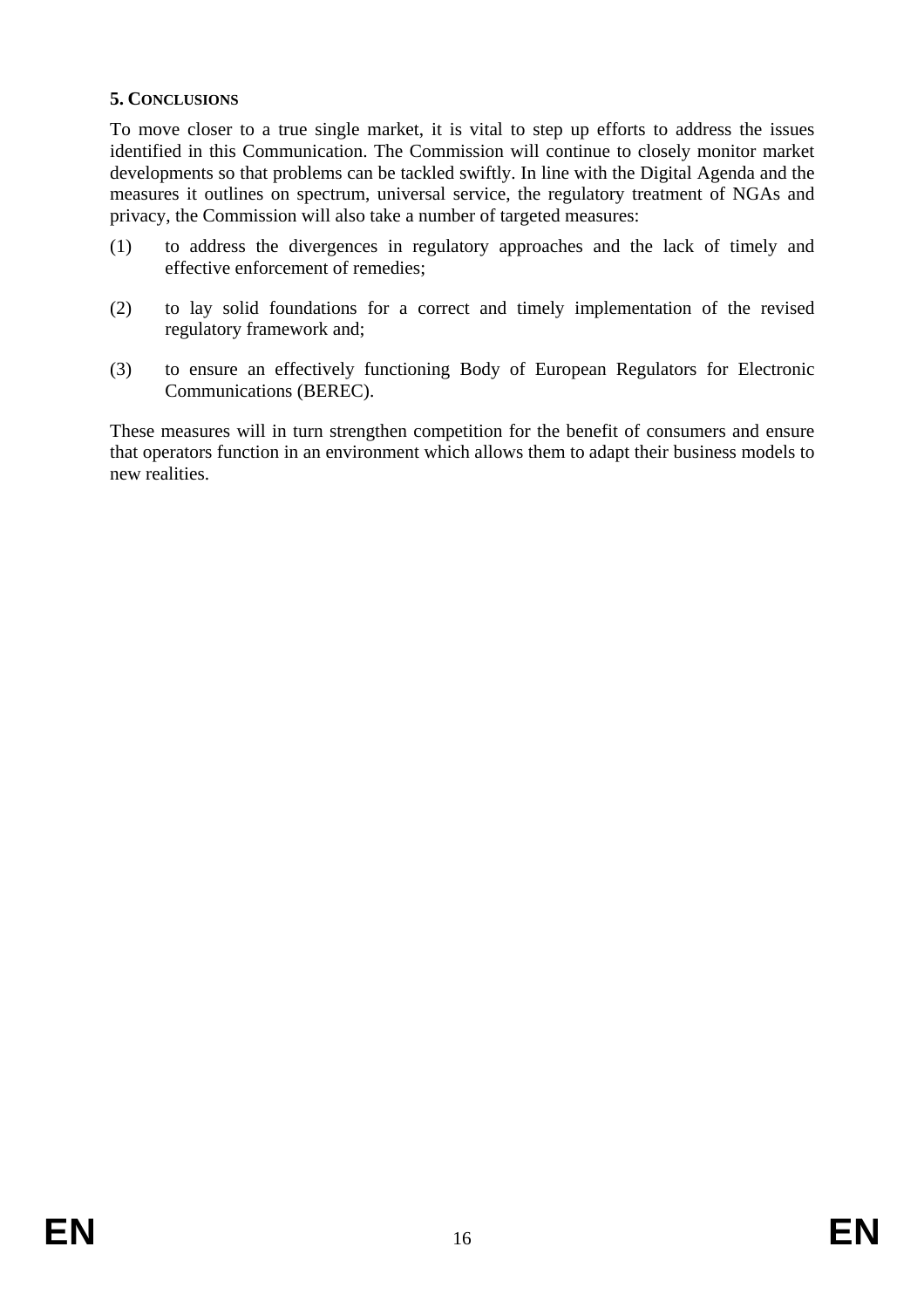## 5. Conclusions

To move closer to a true single market, it is vital to step up efforts to address the issues identified in this Communication. The Commission will continue to closely monitor market developments so that problems can be tackled swiftly. In line with the Digital Agenda and the measures it outlines on spectrum, universal service, the regulatory treatment of NGAs and privacy, the Commission will also take a number of targeted measures:

(1) to address the divergences in regulatory approaches and the lack of timely and effective enforcement of remedies;

(2) to lay solid foundations for a correct and timely implementation of the revised regulatory framework and;

(3) to ensure an effectively functioning Body of European Regulators for Electronic Communications (BEREC).

These measures will in turn strengthen competition for the benefit of consumers and ensure that operators function in an environment which allows them to adapt their business models to new realities.